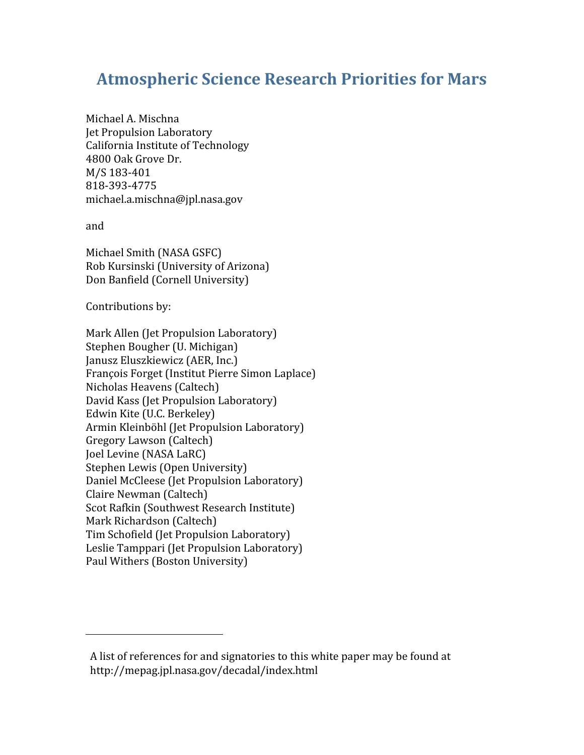# Atmospheric Science Research Priorities for Mars

Michael A. Mischna
Jet Propulsion Laboratory
California Institute of Technology
4800 Oak Grove Dr.
M/S 183-401
818-393-4775
michael.a.mischna@jpl.nasa.gov

and

Michael Smith (NASA GSFC)
Rob Kursinski (University of Arizona)
Don Banfield (Cornell University)

Contributions by:

Mark Allen (Jet Propulsion Laboratory)
Stephen Bougher (U. Michigan)
Janusz Eluszkiewicz (AER, Inc.)
François Forget (Institut Pierre Simon Laplace)
Nicholas Heavens (Caltech)
David Kass (Jet Propulsion Laboratory)
Edwin Kite (U.C. Berkeley)
Armin Kleinböhl (Jet Propulsion Laboratory)
Gregory Lawson (Caltech)
Joel Levine (NASA LaRC)
Stephen Lewis (Open University)
Daniel McCleese (Jet Propulsion Laboratory)
Claire Newman (Caltech)
Scot Rafkin (Southwest Research Institute)
Mark Richardson (Caltech)
Tim Schofield (Jet Propulsion Laboratory)
Leslie Tamppari (Jet Propulsion Laboratory)
Paul Withers (Boston University)

---

A list of references for and signatories to this white paper may be found at http://mepag.jpl.nasa.gov/decadal/index.html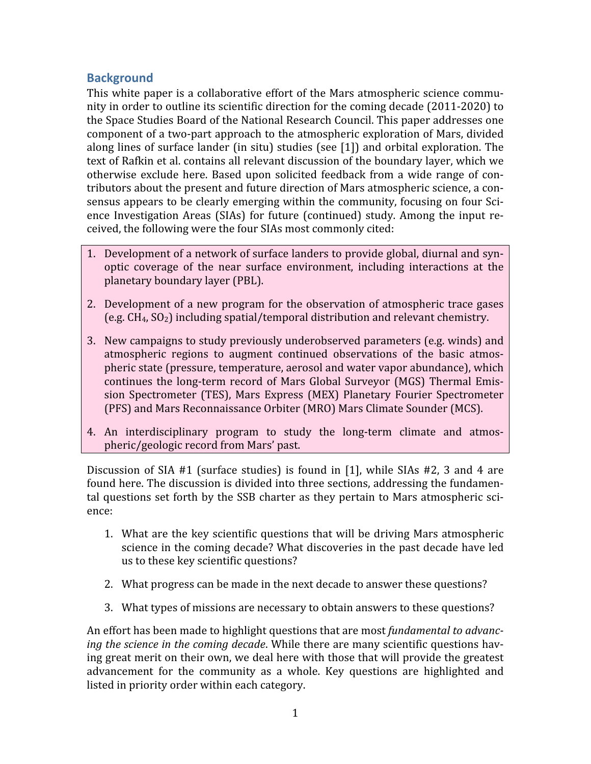## Background

This white paper is a collaborative effort of the Mars atmospheric science community in order to outline its scientific direction for the coming decade (2011-2020) to the Space Studies Board of the National Research Council. This paper addresses one component of a two-part approach to the atmospheric exploration of Mars, divided along lines of surface lander (in situ) studies (see [1]) and orbital exploration. The text of Rafkin et al. contains all relevant discussion of the boundary layer, which we otherwise exclude here. Based upon solicited feedback from a wide range of contributors about the present and future direction of Mars atmospheric science, a consensus appears to be clearly emerging within the community, focusing on four Science Investigation Areas (SIAs) for future (continued) study. Among the input received, the following were the four SIAs most commonly cited:

1. Development of a network of surface landers to provide global, diurnal and synoptic coverage of the near surface environment, including interactions at the planetary boundary layer (PBL).
2. Development of a new program for the observation of atmospheric trace gases (e.g. $CH_4$, $SO_2$) including spatial/temporal distribution and relevant chemistry.
3. New campaigns to study previously underobserved parameters (e.g. winds) and atmospheric regions to augment continued observations of the basic atmospheric state (pressure, temperature, aerosol and water vapor abundance), which continues the long-term record of Mars Global Surveyor (MGS) Thermal Emission Spectrometer (TES), Mars Express (MEX) Planetary Fourier Spectrometer (PFS) and Mars Reconnaissance Orbiter (MRO) Mars Climate Sounder (MCS).
4. An interdisciplinary program to study the long-term climate and atmospheric/geologic record from Mars' past.

Discussion of SIA #1 (surface studies) is found in [1], while SIAs #2, 3 and 4 are found here. The discussion is divided into three sections, addressing the fundamental questions set forth by the SSB charter as they pertain to Mars atmospheric science:

1. What are the key scientific questions that will be driving Mars atmospheric science in the coming decade? What discoveries in the past decade have led us to these key scientific questions?
2. What progress can be made in the next decade to answer these questions?
3. What types of missions are necessary to obtain answers to these questions?

An effort has been made to highlight questions that are most *fundamental to advancing the science in the coming decade*. While there are many scientific questions having great merit on their own, we deal here with those that will provide the greatest advancement for the community as a whole. Key questions are highlighted and listed in priority order within each category.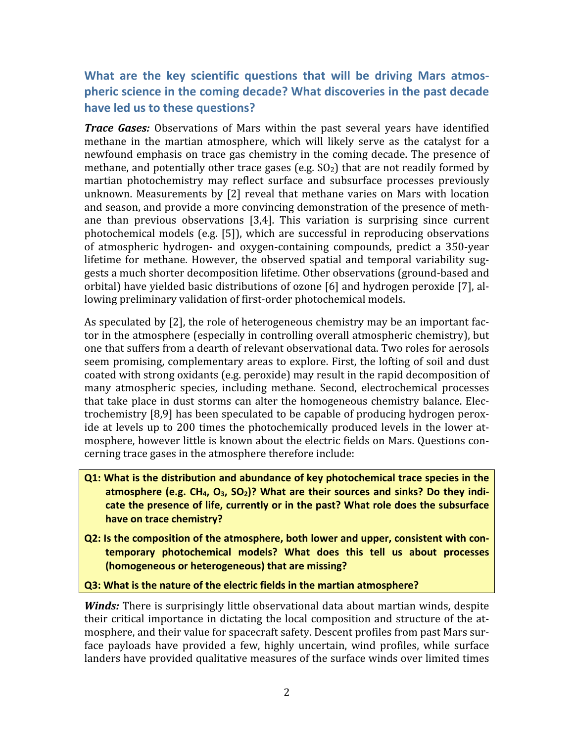## What are the key scientific questions that will be driving Mars atmospheric science in the coming decade? What discoveries in the past decade have led us to these questions?

***Trace Gases:*** Observations of Mars within the past several years have identified methane in the martian atmosphere, which will likely serve as the catalyst for a newfound emphasis on trace gas chemistry in the coming decade. The presence of methane, and potentially other trace gases (e.g. $SO_2$) that are not readily formed by martian photochemistry may reflect surface and subsurface processes previously unknown. Measurements by [2] reveal that methane varies on Mars with location and season, and provide a more convincing demonstration of the presence of methane than previous observations [3,4]. This variation is surprising since current photochemical models (e.g. [5]), which are successful in reproducing observations of atmospheric hydrogen- and oxygen-containing compounds, predict a 350-year lifetime for methane. However, the observed spatial and temporal variability suggests a much shorter decomposition lifetime. Other observations (ground-based and orbital) have yielded basic distributions of ozone [6] and hydrogen peroxide [7], allowing preliminary validation of first-order photochemical models.

As speculated by [2], the role of heterogeneous chemistry may be an important factor in the atmosphere (especially in controlling overall atmospheric chemistry), but one that suffers from a dearth of relevant observational data. Two roles for aerosols seem promising, complementary areas to explore. First, the lofting of soil and dust coated with strong oxidants (e.g. peroxide) may result in the rapid decomposition of many atmospheric species, including methane. Second, electrochemical processes that take place in dust storms can alter the homogeneous chemistry balance. Electrochemistry [8,9] has been speculated to be capable of producing hydrogen peroxide at levels up to 200 times the photochemically produced levels in the lower atmosphere, however little is known about the electric fields on Mars. Questions concerning trace gases in the atmosphere therefore include:

**Q1: What is the distribution and abundance of key photochemical trace species in the atmosphere (e.g. $CH_4$, $O_3$, $SO_2$)? What are their sources and sinks? Do they indicate the presence of life, currently or in the past? What role does the subsurface have on trace chemistry?**

**Q2: Is the composition of the atmosphere, both lower and upper, consistent with contemporary photochemical models? What does this tell us about processes (homogeneous or heterogeneous) that are missing?**

**Q3: What is the nature of the electric fields in the martian atmosphere?**

***Winds:*** There is surprisingly little observational data about martian winds, despite their critical importance in dictating the local composition and structure of the atmosphere, and their value for spacecraft safety. Descent profiles from past Mars surface payloads have provided a few, highly uncertain, wind profiles, while surface landers have provided qualitative measures of the surface winds over limited times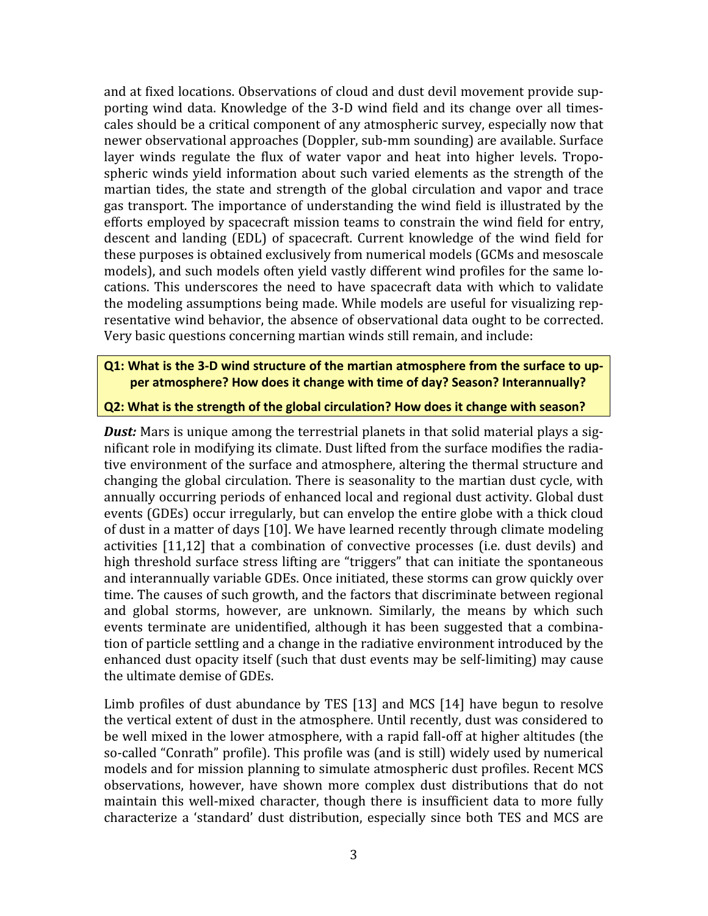and at fixed locations. Observations of cloud and dust devil movement provide supporting wind data. Knowledge of the 3-D wind field and its change over all timescales should be a critical component of any atmospheric survey, especially now that newer observational approaches (Doppler, sub-mm sounding) are available. Surface layer winds regulate the flux of water vapor and heat into higher levels. Tropospheric winds yield information about such varied elements as the strength of the martian tides, the state and strength of the global circulation and vapor and trace gas transport. The importance of understanding the wind field is illustrated by the efforts employed by spacecraft mission teams to constrain the wind field for entry, descent and landing (EDL) of spacecraft. Current knowledge of the wind field for these purposes is obtained exclusively from numerical models (GCMs and mesoscale models), and such models often yield vastly different wind profiles for the same locations. This underscores the need to have spacecraft data with which to validate the modeling assumptions being made. While models are useful for visualizing representative wind behavior, the absence of observational data ought to be corrected. Very basic questions concerning martian winds still remain, and include:

**Q1: What is the 3-D wind structure of the martian atmosphere from the surface to upper atmosphere? How does it change with time of day? Season? Interannually?**

**Q2: What is the strength of the global circulation? How does it change with season?**

***Dust:*** Mars is unique among the terrestrial planets in that solid material plays a significant role in modifying its climate. Dust lifted from the surface modifies the radiative environment of the surface and atmosphere, altering the thermal structure and changing the global circulation. There is seasonality to the martian dust cycle, with annually occurring periods of enhanced local and regional dust activity. Global dust events (GDEs) occur irregularly, but can envelop the entire globe with a thick cloud of dust in a matter of days [10]. We have learned recently through climate modeling activities [11,12] that a combination of convective processes (i.e. dust devils) and high threshold surface stress lifting are "triggers" that can initiate the spontaneous and interannually variable GDEs. Once initiated, these storms can grow quickly over time. The causes of such growth, and the factors that discriminate between regional and global storms, however, are unknown. Similarly, the means by which such events terminate are unidentified, although it has been suggested that a combination of particle settling and a change in the radiative environment introduced by the enhanced dust opacity itself (such that dust events may be self-limiting) may cause the ultimate demise of GDEs.

Limb profiles of dust abundance by TES [13] and MCS [14] have begun to resolve the vertical extent of dust in the atmosphere. Until recently, dust was considered to be well mixed in the lower atmosphere, with a rapid fall-off at higher altitudes (the so-called "Conrath" profile). This profile was (and is still) widely used by numerical models and for mission planning to simulate atmospheric dust profiles. Recent MCS observations, however, have shown more complex dust distributions that do not maintain this well-mixed character, though there is insufficient data to more fully characterize a 'standard' dust distribution, especially since both TES and MCS are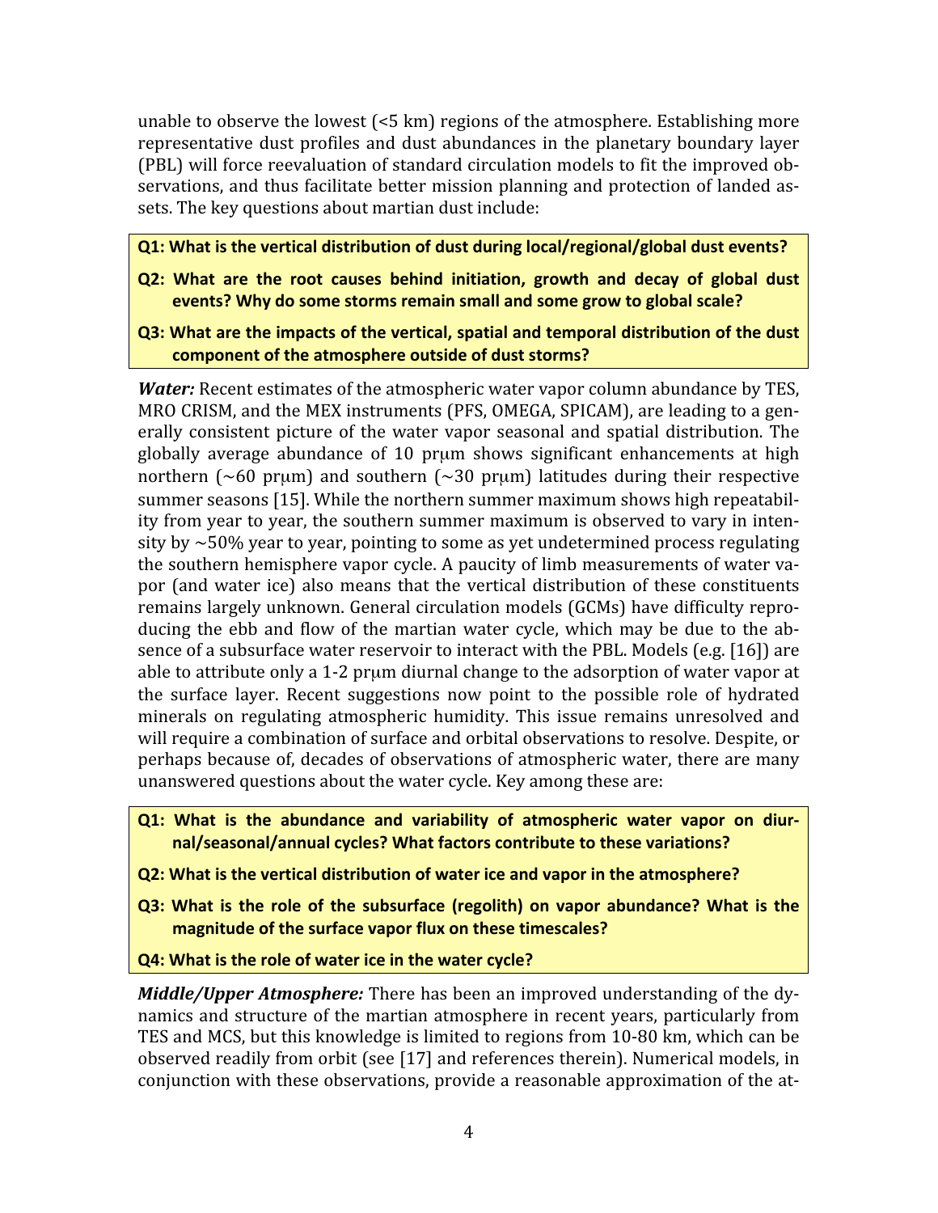unable to observe the lowest (<5 km) regions of the atmosphere. Establishing more representative dust profiles and dust abundances in the planetary boundary layer (PBL) will force reevaluation of standard circulation models to fit the improved observations, and thus facilitate better mission planning and protection of landed assets. The key questions about martian dust include:

**Q1: What is the vertical distribution of dust during local/regional/global dust events?**

**Q2: What are the root causes behind initiation, growth and decay of global dust events? Why do some storms remain small and some grow to global scale?**

**Q3: What are the impacts of the vertical, spatial and temporal distribution of the dust component of the atmosphere outside of dust storms?**

***Water:*** Recent estimates of the atmospheric water vapor column abundance by TES, MRO CRISM, and the MEX instruments (PFS, OMEGA, SPICAM), are leading to a generally consistent picture of the water vapor seasonal and spatial distribution. The globally average abundance of 10 prμm shows significant enhancements at high northern (~60 prμm) and southern (~30 prμm) latitudes during their respective summer seasons [15]. While the northern summer maximum shows high repeatability from year to year, the southern summer maximum is observed to vary in intensity by ~50% year to year, pointing to some as yet undetermined process regulating the southern hemisphere vapor cycle. A paucity of limb measurements of water vapor (and water ice) also means that the vertical distribution of these constituents remains largely unknown. General circulation models (GCMs) have difficulty reproducing the ebb and flow of the martian water cycle, which may be due to the absence of a subsurface water reservoir to interact with the PBL. Models (e.g. [16]) are able to attribute only a 1-2 prμm diurnal change to the adsorption of water vapor at the surface layer. Recent suggestions now point to the possible role of hydrated minerals on regulating atmospheric humidity. This issue remains unresolved and will require a combination of surface and orbital observations to resolve. Despite, or perhaps because of, decades of observations of atmospheric water, there are many unanswered questions about the water cycle. Key among these are:

**Q1: What is the abundance and variability of atmospheric water vapor on diurnal/seasonal/annual cycles? What factors contribute to these variations?**

**Q2: What is the vertical distribution of water ice and vapor in the atmosphere?**

**Q3: What is the role of the subsurface (regolith) on vapor abundance? What is the magnitude of the surface vapor flux on these timescales?**

**Q4: What is the role of water ice in the water cycle?**

***Middle/Upper Atmosphere:*** There has been an improved understanding of the dynamics and structure of the martian atmosphere in recent years, particularly from TES and MCS, but this knowledge is limited to regions from 10-80 km, which can be observed readily from orbit (see [17] and references therein). Numerical models, in conjunction with these observations, provide a reasonable approximation of the at-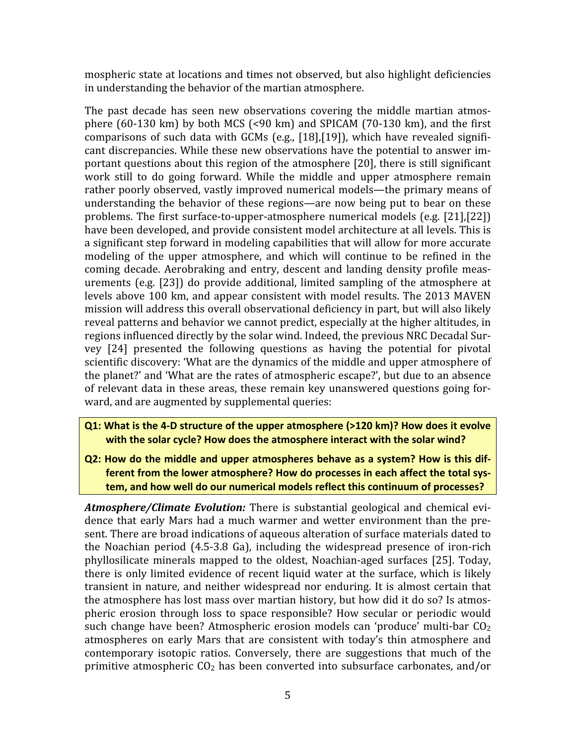mospheric state at locations and times not observed, but also highlight deficiencies in understanding the behavior of the martian atmosphere.

The past decade has seen new observations covering the middle martian atmosphere (60-130 km) by both MCS (<90 km) and SPICAM (70-130 km), and the first comparisons of such data with GCMs (e.g., [18],[19]), which have revealed significant discrepancies. While these new observations have the potential to answer important questions about this region of the atmosphere [20], there is still significant work still to do going forward. While the middle and upper atmosphere remain rather poorly observed, vastly improved numerical models—the primary means of understanding the behavior of these regions—are now being put to bear on these problems. The first surface-to-upper-atmosphere numerical models (e.g. [21],[22]) have been developed, and provide consistent model architecture at all levels. This is a significant step forward in modeling capabilities that will allow for more accurate modeling of the upper atmosphere, and which will continue to be refined in the coming decade. Aerobraking and entry, descent and landing density profile measurements (e.g. [23]) do provide additional, limited sampling of the atmosphere at levels above 100 km, and appear consistent with model results. The 2013 MAVEN mission will address this overall observational deficiency in part, but will also likely reveal patterns and behavior we cannot predict, especially at the higher altitudes, in regions influenced directly by the solar wind. Indeed, the previous NRC Decadal Survey [24] presented the following questions as having the potential for pivotal scientific discovery: 'What are the dynamics of the middle and upper atmosphere of the planet?' and 'What are the rates of atmospheric escape?', but due to an absence of relevant data in these areas, these remain key unanswered questions going forward, and are augmented by supplemental queries:

**Q1: What is the 4-D structure of the upper atmosphere (>120 km)? How does it evolve with the solar cycle? How does the atmosphere interact with the solar wind?**

**Q2: How do the middle and upper atmospheres behave as a system? How is this different from the lower atmosphere? How do processes in each affect the total system, and how well do our numerical models reflect this continuum of processes?**

***Atmosphere/Climate Evolution:*** There is substantial geological and chemical evidence that early Mars had a much warmer and wetter environment than the present. There are broad indications of aqueous alteration of surface materials dated to the Noachian period (4.5-3.8 Ga), including the widespread presence of iron-rich phyllosilicate minerals mapped to the oldest, Noachian-aged surfaces [25]. Today, there is only limited evidence of recent liquid water at the surface, which is likely transient in nature, and neither widespread nor enduring. It is almost certain that the atmosphere has lost mass over martian history, but how did it do so? Is atmospheric erosion through loss to space responsible? How secular or periodic would such change have been? Atmospheric erosion models can 'produce' multi-bar $CO_2$ atmospheres on early Mars that are consistent with today's thin atmosphere and contemporary isotopic ratios. Conversely, there are suggestions that much of the primitive atmospheric $CO_2$ has been converted into subsurface carbonates, and/or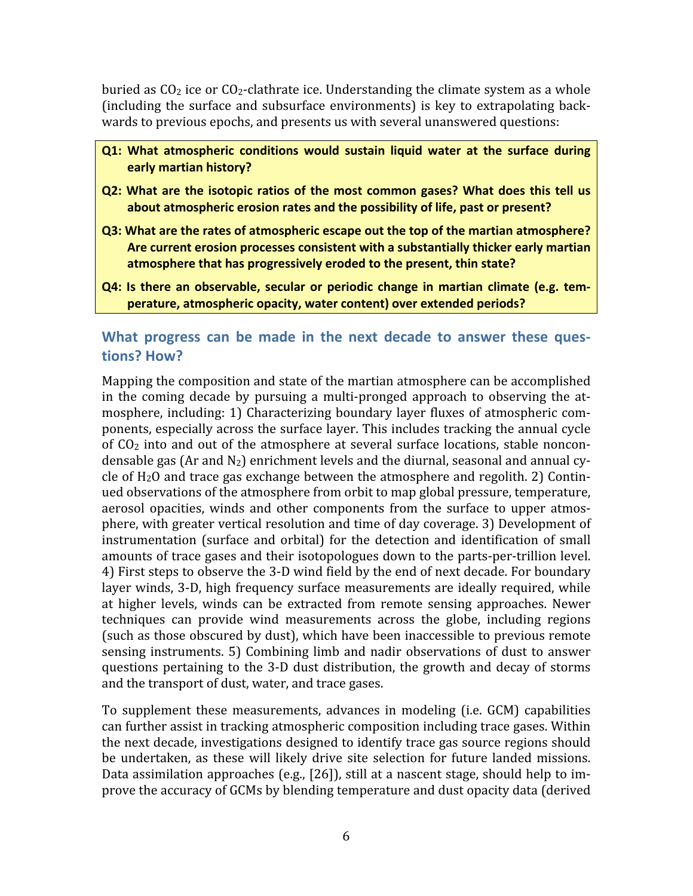buried as $CO_2$ ice or $CO_2$-clathrate ice. Understanding the climate system as a whole (including the surface and subsurface environments) is key to extrapolating backwards to previous epochs, and presents us with several unanswered questions:

**Q1: What atmospheric conditions would sustain liquid water at the surface during early martian history?**

**Q2: What are the isotopic ratios of the most common gases? What does this tell us about atmospheric erosion rates and the possibility of life, past or present?**

**Q3: What are the rates of atmospheric escape out the top of the martian atmosphere? Are current erosion processes consistent with a substantially thicker early martian atmosphere that has progressively eroded to the present, thin state?**

**Q4: Is there an observable, secular or periodic change in martian climate (e.g. temperature, atmospheric opacity, water content) over extended periods?**

## What progress can be made in the next decade to answer these questions? How?

Mapping the composition and state of the martian atmosphere can be accomplished in the coming decade by pursuing a multi-pronged approach to observing the atmosphere, including: 1) Characterizing boundary layer fluxes of atmospheric components, especially across the surface layer. This includes tracking the annual cycle of $CO_2$ into and out of the atmosphere at several surface locations, stable noncondensable gas (Ar and $N_2$) enrichment levels and the diurnal, seasonal and annual cycle of $H_2O$ and trace gas exchange between the atmosphere and regolith. 2) Continued observations of the atmosphere from orbit to map global pressure, temperature, aerosol opacities, winds and other components from the surface to upper atmosphere, with greater vertical resolution and time of day coverage. 3) Development of instrumentation (surface and orbital) for the detection and identification of small amounts of trace gases and their isotopologues down to the parts-per-trillion level. 4) First steps to observe the 3-D wind field by the end of next decade. For boundary layer winds, 3-D, high frequency surface measurements are ideally required, while at higher levels, winds can be extracted from remote sensing approaches. Newer techniques can provide wind measurements across the globe, including regions (such as those obscured by dust), which have been inaccessible to previous remote sensing instruments. 5) Combining limb and nadir observations of dust to answer questions pertaining to the 3-D dust distribution, the growth and decay of storms and the transport of dust, water, and trace gases.

To supplement these measurements, advances in modeling (i.e. GCM) capabilities can further assist in tracking atmospheric composition including trace gases. Within the next decade, investigations designed to identify trace gas source regions should be undertaken, as these will likely drive site selection for future landed missions. Data assimilation approaches (e.g., [26]), still at a nascent stage, should help to improve the accuracy of GCMs by blending temperature and dust opacity data (derived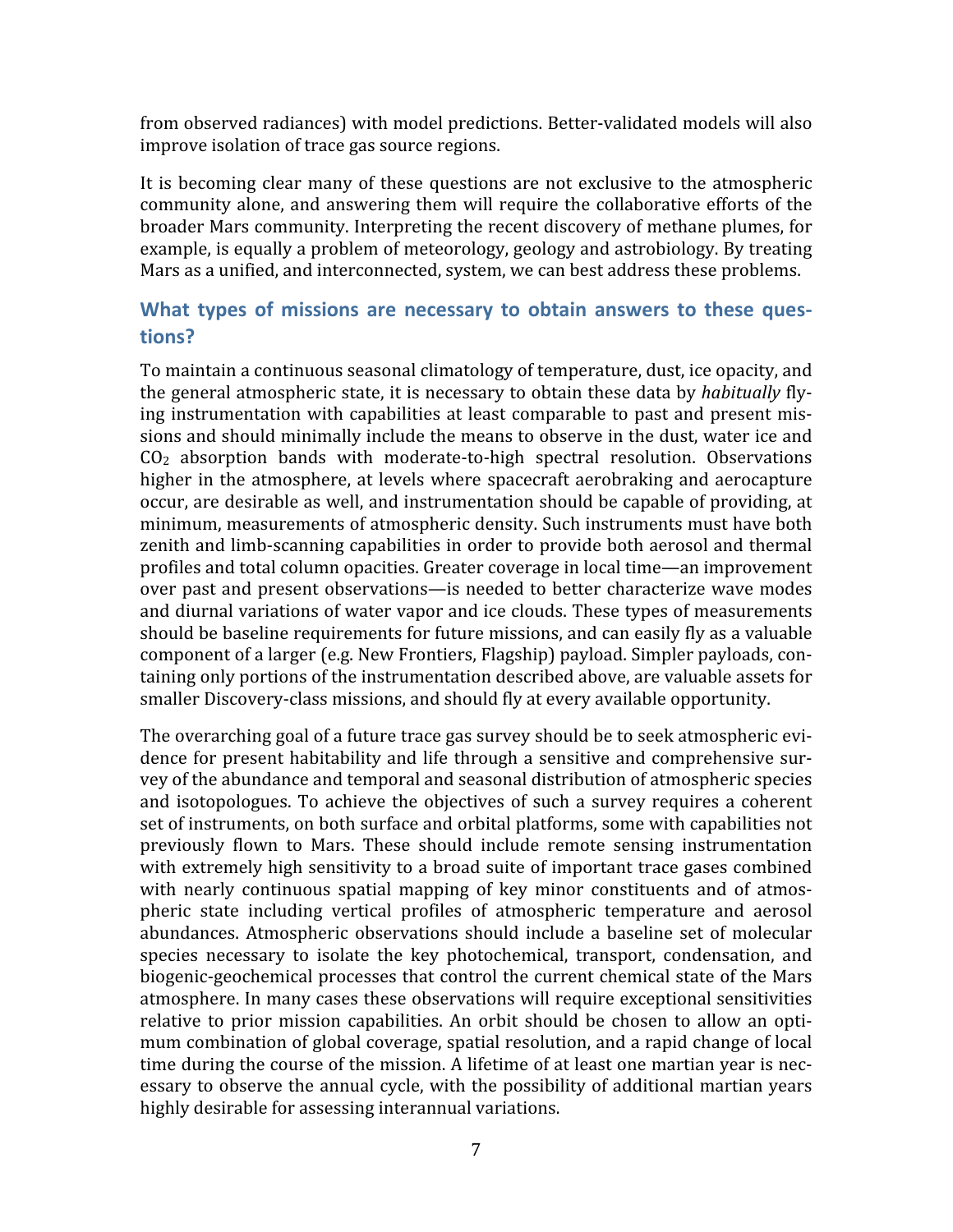from observed radiances) with model predictions. Better-validated models will also improve isolation of trace gas source regions.

It is becoming clear many of these questions are not exclusive to the atmospheric community alone, and answering them will require the collaborative efforts of the broader Mars community. Interpreting the recent discovery of methane plumes, for example, is equally a problem of meteorology, geology and astrobiology. By treating Mars as a unified, and interconnected, system, we can best address these problems.

## What types of missions are necessary to obtain answers to these questions?

To maintain a continuous seasonal climatology of temperature, dust, ice opacity, and the general atmospheric state, it is necessary to obtain these data by *habitually* flying instrumentation with capabilities at least comparable to past and present missions and should minimally include the means to observe in the dust, water ice and $CO_2$ absorption bands with moderate-to-high spectral resolution. Observations higher in the atmosphere, at levels where spacecraft aerobraking and aerocapture occur, are desirable as well, and instrumentation should be capable of providing, at minimum, measurements of atmospheric density. Such instruments must have both zenith and limb-scanning capabilities in order to provide both aerosol and thermal profiles and total column opacities. Greater coverage in local time—an improvement over past and present observations—is needed to better characterize wave modes and diurnal variations of water vapor and ice clouds. These types of measurements should be baseline requirements for future missions, and can easily fly as a valuable component of a larger (e.g. New Frontiers, Flagship) payload. Simpler payloads, containing only portions of the instrumentation described above, are valuable assets for smaller Discovery-class missions, and should fly at every available opportunity.

The overarching goal of a future trace gas survey should be to seek atmospheric evidence for present habitability and life through a sensitive and comprehensive survey of the abundance and temporal and seasonal distribution of atmospheric species and isotopologues. To achieve the objectives of such a survey requires a coherent set of instruments, on both surface and orbital platforms, some with capabilities not previously flown to Mars. These should include remote sensing instrumentation with extremely high sensitivity to a broad suite of important trace gases combined with nearly continuous spatial mapping of key minor constituents and of atmospheric state including vertical profiles of atmospheric temperature and aerosol abundances. Atmospheric observations should include a baseline set of molecular species necessary to isolate the key photochemical, transport, condensation, and biogenic-geochemical processes that control the current chemical state of the Mars atmosphere. In many cases these observations will require exceptional sensitivities relative to prior mission capabilities. An orbit should be chosen to allow an optimum combination of global coverage, spatial resolution, and a rapid change of local time during the course of the mission. A lifetime of at least one martian year is necessary to observe the annual cycle, with the possibility of additional martian years highly desirable for assessing interannual variations.